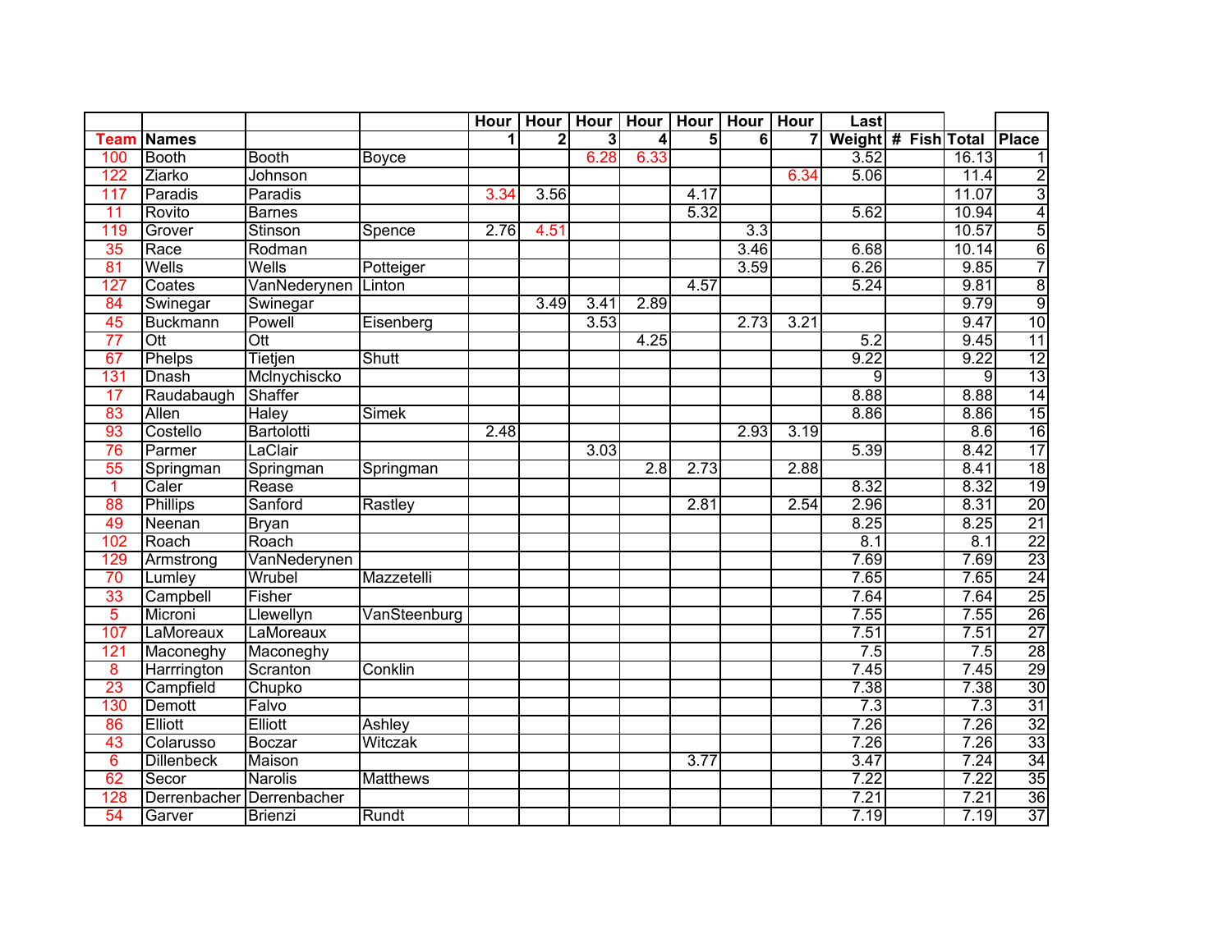| Team | Names | | | Hour 1 | Hour 2 | Hour 3 | Hour 4 | Hour 5 | Hour 6 | Hour 7 | Last Weight | # Fish | Total | Place |
|---|---|---|---|---|---|---|---|---|---|---|---|---|---|---|
| 100 | Booth | Booth | Boyce | | | 6.28 | 6.33 | | | | 3.52 | | 16.13 | 1 |
| 122 | Ziarko | Johnson | | | | | | | | 6.34 | 5.06 | | 11.4 | 2 |
| 117 | Paradis | Paradis | | 3.34 | 3.56 | | | 4.17 | | | | | 11.07 | 3 |
| 11 | Rovito | Barnes | | | | | | 5.32 | | | 5.62 | | 10.94 | 4 |
| 119 | Grover | Stinson | Spence | 2.76 | 4.51 | | | | 3.3 | | | | 10.57 | 5 |
| 35 | Race | Rodman | | | | | | | 3.46 | | 6.68 | | 10.14 | 6 |
| 81 | Wells | Wells | Potteiger | | | | | | 3.59 | | 6.26 | | 9.85 | 7 |
| 127 | Coates | VanNederynen | Linton | | | | | 4.57 | | | 5.24 | | 9.81 | 8 |
| 84 | Swinegar | Swinegar | | | 3.49 | 3.41 | 2.89 | | | | | | 9.79 | 9 |
| 45 | Buckmann | Powell | Eisenberg | | | 3.53 | | | 2.73 | 3.21 | | | 9.47 | 10 |
| 77 | Ott | Ott | | | | | 4.25 | | | | 5.2 | | 9.45 | 11 |
| 67 | Phelps | Tietjen | Shutt | | | | | | | | 9.22 | | 9.22 | 12 |
| 131 | Dnash | Mclnychiscko | | | | | | | | | 9 | | 9 | 13 |
| 17 | Raudabaugh | Shaffer | | | | | | | | | 8.88 | | 8.88 | 14 |
| 83 | Allen | Haley | Simek | | | | | | | | 8.86 | | 8.86 | 15 |
| 93 | Costello | Bartolotti | | 2.48 | | | | | 2.93 | 3.19 | | | 8.6 | 16 |
| 76 | Parmer | LaClair | | | | 3.03 | | | | | 5.39 | | 8.42 | 17 |
| 55 | Springman | Springman | Springman | | | | 2.8 | 2.73 | | 2.88 | | | 8.41 | 18 |
| 1 | Caler | Rease | | | | | | | | | 8.32 | | 8.32 | 19 |
| 88 | Phillips | Sanford | Rastley | | | | | 2.81 | | 2.54 | 2.96 | | 8.31 | 20 |
| 49 | Neenan | Bryan | | | | | | | | | 8.25 | | 8.25 | 21 |
| 102 | Roach | Roach | | | | | | | | | 8.1 | | 8.1 | 22 |
| 129 | Armstrong | VanNederynen | | | | | | | | | 7.69 | | 7.69 | 23 |
| 70 | Lumley | Wrubel | Mazzetelli | | | | | | | | 7.65 | | 7.65 | 24 |
| 33 | Campbell | Fisher | | | | | | | | | 7.64 | | 7.64 | 25 |
| 5 | Microni | Llewellyn | VanSteenburg | | | | | | | | 7.55 | | 7.55 | 26 |
| 107 | LaMoreaux | LaMoreaux | | | | | | | | | 7.51 | | 7.51 | 27 |
| 121 | Maconeghy | Maconeghy | | | | | | | | | 7.5 | | 7.5 | 28 |
| 8 | Harrrington | Scranton | Conklin | | | | | | | | 7.45 | | 7.45 | 29 |
| 23 | Campfield | Chupko | | | | | | | | | 7.38 | | 7.38 | 30 |
| 130 | Demott | Falvo | | | | | | | | | 7.3 | | 7.3 | 31 |
| 86 | Elliott | Elliott | Ashley | | | | | | | | 7.26 | | 7.26 | 32 |
| 43 | Colarusso | Boczar | Witczak | | | | | | | | 7.26 | | 7.26 | 33 |
| 6 | Dillenbeck | Maison | | | | | | 3.77 | | | 3.47 | | 7.24 | 34 |
| 62 | Secor | Narolis | Matthews | | | | | | | | 7.22 | | 7.22 | 35 |
| 128 | Derrenbacher | Derrenbacher | | | | | | | | | 7.21 | | 7.21 | 36 |
| 54 | Garver | Brienzi | Rundt | | | | | | | | 7.19 | | 7.19 | 37 |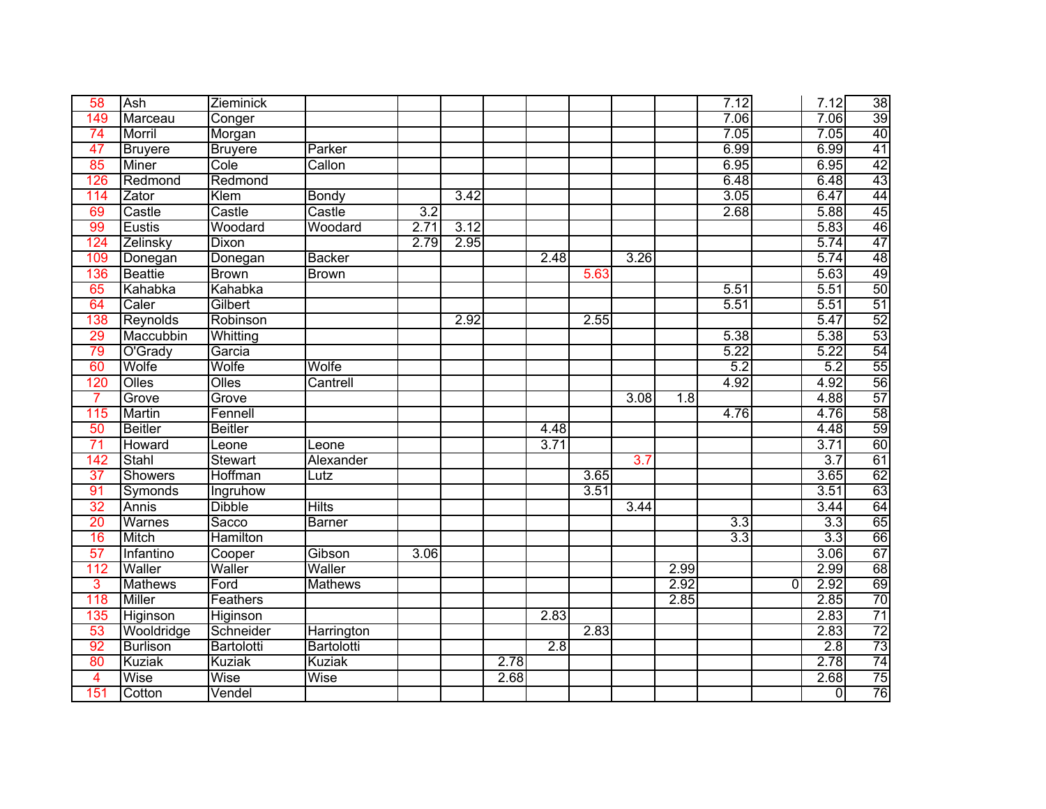| | | | | | | | | | | | | | | |
|---|---|---|---|---|---|---|---|---|---|---|---|---|---|---|
| 58 | Ash | Zieminick | | | | | | | | | 7.12 | | 7.12 | 38 |
| 149 | Marceau | Conger | | | | | | | | | 7.06 | | 7.06 | 39 |
| 74 | Morril | Morgan | | | | | | | | | 7.05 | | 7.05 | 40 |
| 47 | Bruyere | Bruyere | Parker | | | | | | | | 6.99 | | 6.99 | 41 |
| 85 | Miner | Cole | Callon | | | | | | | | 6.95 | | 6.95 | 42 |
| 126 | Redmond | Redmond | | | | | | | | | 6.48 | | 6.48 | 43 |
| 114 | Zator | Klem | Bondy | | 3.42 | | | | | | 3.05 | | 6.47 | 44 |
| 69 | Castle | Castle | Castle | 3.2 | | | | | | | 2.68 | | 5.88 | 45 |
| 99 | Eustis | Woodard | Woodard | 2.71 | 3.12 | | | | | | | | 5.83 | 46 |
| 124 | Zelinsky | Dixon | | 2.79 | 2.95 | | | | | | | | 5.74 | 47 |
| 109 | Donegan | Donegan | Backer | | | | 2.48 | | 3.26 | | | | 5.74 | 48 |
| 136 | Beattie | Brown | Brown | | | | | 5.63 | | | | | 5.63 | 49 |
| 65 | Kahabka | Kahabka | | | | | | | | | 5.51 | | 5.51 | 50 |
| 64 | Caler | Gilbert | | | | | | | | | 5.51 | | 5.51 | 51 |
| 138 | Reynolds | Robinson | | | 2.92 | | | 2.55 | | | | | 5.47 | 52 |
| 29 | Maccubbin | Whitting | | | | | | | | | 5.38 | | 5.38 | 53 |
| 79 | O'Grady | Garcia | | | | | | | | | 5.22 | | 5.22 | 54 |
| 60 | Wolfe | Wolfe | Wolfe | | | | | | | | 5.2 | | 5.2 | 55 |
| 120 | Olles | Olles | Cantrell | | | | | | | | 4.92 | | 4.92 | 56 |
| 7 | Grove | Grove | | | | | | | 3.08 | 1.8 | | | 4.88 | 57 |
| 115 | Martin | Fennell | | | | | | | | | 4.76 | | 4.76 | 58 |
| 50 | Beitler | Beitler | | | | | 4.48 | | | | | | 4.48 | 59 |
| 71 | Howard | Leone | Leone | | | | 3.71 | | | | | | 3.71 | 60 |
| 142 | Stahl | Stewart | Alexander | | | | | | 3.7 | | | | 3.7 | 61 |
| 37 | Showers | Hoffman | Lutz | | | | | 3.65 | | | | | 3.65 | 62 |
| 91 | Symonds | Ingruhow | | | | | | 3.51 | | | | | 3.51 | 63 |
| 32 | Annis | Dibble | Hilts | | | | | | 3.44 | | | | 3.44 | 64 |
| 20 | Warnes | Sacco | Barner | | | | | | | | 3.3 | | 3.3 | 65 |
| 16 | Mitch | Hamilton | | | | | | | | | 3.3 | | 3.3 | 66 |
| 57 | Infantino | Cooper | Gibson | 3.06 | | | | | | | | | 3.06 | 67 |
| 112 | Waller | Waller | Waller | | | | | | | 2.99 | | | 2.99 | 68 |
| 3 | Mathews | Ford | Mathews | | | | | | | 2.92 | | 0 | 2.92 | 69 |
| 118 | Miller | Feathers | | | | | | | | 2.85 | | | 2.85 | 70 |
| 135 | Higinson | Higinson | | | | | 2.83 | | | | | | 2.83 | 71 |
| 53 | Wooldridge | Schneider | Harrington | | | | | 2.83 | | | | | 2.83 | 72 |
| 92 | Burlison | Bartolotti | Bartolotti | | | | 2.8 | | | | | | 2.8 | 73 |
| 80 | Kuziak | Kuziak | Kuziak | | | 2.78 | | | | | | | 2.78 | 74 |
| 4 | Wise | Wise | Wise | | | 2.68 | | | | | | | 2.68 | 75 |
| 151 | Cotton | Vendel | | | | | | | | | | | 0 | 76 |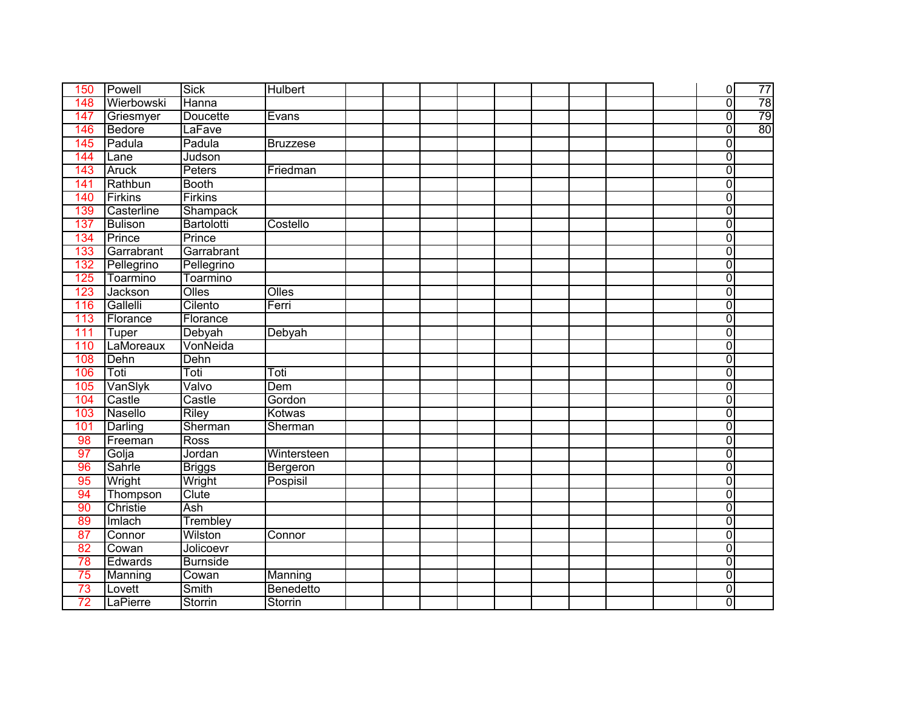| | | | | | | | | | | | | | |
|---|---|---|---|---|---|---|---|---|---|---|---|---|---|
| 150 | Powell | Sick | Hulbert | | | | | | | | | 0 | 77 |
| 148 | Wierbowski | Hanna | | | | | | | | | | 0 | 78 |
| 147 | Griesmyer | Doucette | Evans | | | | | | | | | 0 | 79 |
| 146 | Bedore | LaFave | | | | | | | | | | 0 | 80 |
| 145 | Padula | Padula | Bruzzese | | | | | | | | | 0 | |
| 144 | Lane | Judson | | | | | | | | | | 0 | |
| 143 | Aruck | Peters | Friedman | | | | | | | | | 0 | |
| 141 | Rathbun | Booth | | | | | | | | | | 0 | |
| 140 | Firkins | Firkins | | | | | | | | | | 0 | |
| 139 | Casterline | Shampack | | | | | | | | | | 0 | |
| 137 | Bulison | Bartolotti | Costello | | | | | | | | | 0 | |
| 134 | Prince | Prince | | | | | | | | | | 0 | |
| 133 | Garrabrant | Garrabrant | | | | | | | | | | 0 | |
| 132 | Pellegrino | Pellegrino | | | | | | | | | | 0 | |
| 125 | Toarmino | Toarmino | | | | | | | | | | 0 | |
| 123 | Jackson | Olles | Olles | | | | | | | | | 0 | |
| 116 | Gallelli | Cilento | Ferri | | | | | | | | | 0 | |
| 113 | Florance | Florance | | | | | | | | | | 0 | |
| 111 | Tuper | Debyah | Debyah | | | | | | | | | 0 | |
| 110 | LaMoreaux | VonNeida | | | | | | | | | | 0 | |
| 108 | Dehn | Dehn | | | | | | | | | | 0 | |
| 106 | Toti | Toti | Toti | | | | | | | | | 0 | |
| 105 | VanSlyk | Valvo | Dem | | | | | | | | | 0 | |
| 104 | Castle | Castle | Gordon | | | | | | | | | 0 | |
| 103 | Nasello | Riley | Kotwas | | | | | | | | | 0 | |
| 101 | Darling | Sherman | Sherman | | | | | | | | | 0 | |
| 98 | Freeman | Ross | | | | | | | | | | 0 | |
| 97 | Golja | Jordan | Wintersteen | | | | | | | | | 0 | |
| 96 | Sahrle | Briggs | Bergeron | | | | | | | | | 0 | |
| 95 | Wright | Wright | Pospisil | | | | | | | | | 0 | |
| 94 | Thompson | Clute | | | | | | | | | | 0 | |
| 90 | Christie | Ash | | | | | | | | | | 0 | |
| 89 | Imlach | Trembley | | | | | | | | | | 0 | |
| 87 | Connor | Wilston | Connor | | | | | | | | | 0 | |
| 82 | Cowan | Jolicoevr | | | | | | | | | | 0 | |
| 78 | Edwards | Burnside | | | | | | | | | | 0 | |
| 75 | Manning | Cowan | Manning | | | | | | | | | 0 | |
| 73 | Lovett | Smith | Benedetto | | | | | | | | | 0 | |
| 72 | LaPierre | Storrin | Storrin | | | | | | | | | 0 | |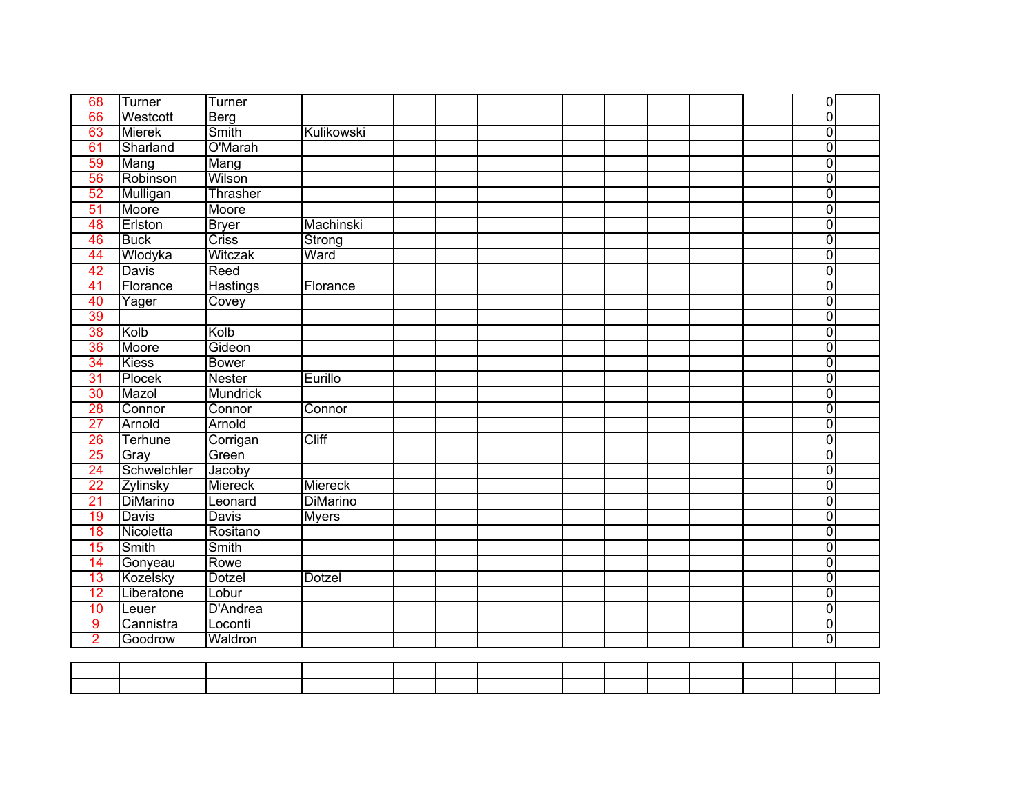| | | | | | | | | | | | | | | |
|---|---|---|---|---|---|---|---|---|---|---|---|---|---|---|
| 68 | Turner | Turner | | | | | | | | | | | 0 | |
| 66 | Westcott | Berg | | | | | | | | | | | 0 | |
| 63 | Mierek | Smith | Kulikowski | | | | | | | | | | 0 | |
| 61 | Sharland | O'Marah | | | | | | | | | | | 0 | |
| 59 | Mang | Mang | | | | | | | | | | | 0 | |
| 56 | Robinson | Wilson | | | | | | | | | | | 0 | |
| 52 | Mulligan | Thrasher | | | | | | | | | | | 0 | |
| 51 | Moore | Moore | | | | | | | | | | | 0 | |
| 48 | Erlston | Bryer | Machinski | | | | | | | | | | 0 | |
| 46 | Buck | Criss | Strong | | | | | | | | | | 0 | |
| 44 | Wlodyka | Witczak | Ward | | | | | | | | | | 0 | |
| 42 | Davis | Reed | | | | | | | | | | | 0 | |
| 41 | Florance | Hastings | Florance | | | | | | | | | | 0 | |
| 40 | Yager | Covey | | | | | | | | | | | 0 | |
| 39 | | | | | | | | | | | | | 0 | |
| 38 | Kolb | Kolb | | | | | | | | | | | 0 | |
| 36 | Moore | Gideon | | | | | | | | | | | 0 | |
| 34 | Kiess | Bower | | | | | | | | | | | 0 | |
| 31 | Plocek | Nester | Eurillo | | | | | | | | | | 0 | |
| 30 | Mazol | Mundrick | | | | | | | | | | | 0 | |
| 28 | Connor | Connor | Connor | | | | | | | | | | 0 | |
| 27 | Arnold | Arnold | | | | | | | | | | | 0 | |
| 26 | Terhune | Corrigan | Cliff | | | | | | | | | | 0 | |
| 25 | Gray | Green | | | | | | | | | | | 0 | |
| 24 | Schwelchler | Jacoby | | | | | | | | | | | 0 | |
| 22 | Zylinsky | Miereck | Miereck | | | | | | | | | | 0 | |
| 21 | DiMarino | Leonard | DiMarino | | | | | | | | | | 0 | |
| 19 | Davis | Davis | Myers | | | | | | | | | | 0 | |
| 18 | Nicoletta | Rositano | | | | | | | | | | | 0 | |
| 15 | Smith | Smith | | | | | | | | | | | 0 | |
| 14 | Gonyeau | Rowe | | | | | | | | | | | 0 | |
| 13 | Kozelsky | Dotzel | Dotzel | | | | | | | | | | 0 | |
| 12 | Liberatone | Lobur | | | | | | | | | | | 0 | |
| 10 | Leuer | D'Andrea | | | | | | | | | | | 0 | |
| 9 | Cannistra | Loconti | | | | | | | | | | | 0 | |
| 2 | Goodrow | Waldron | | | | | | | | | | | 0 | |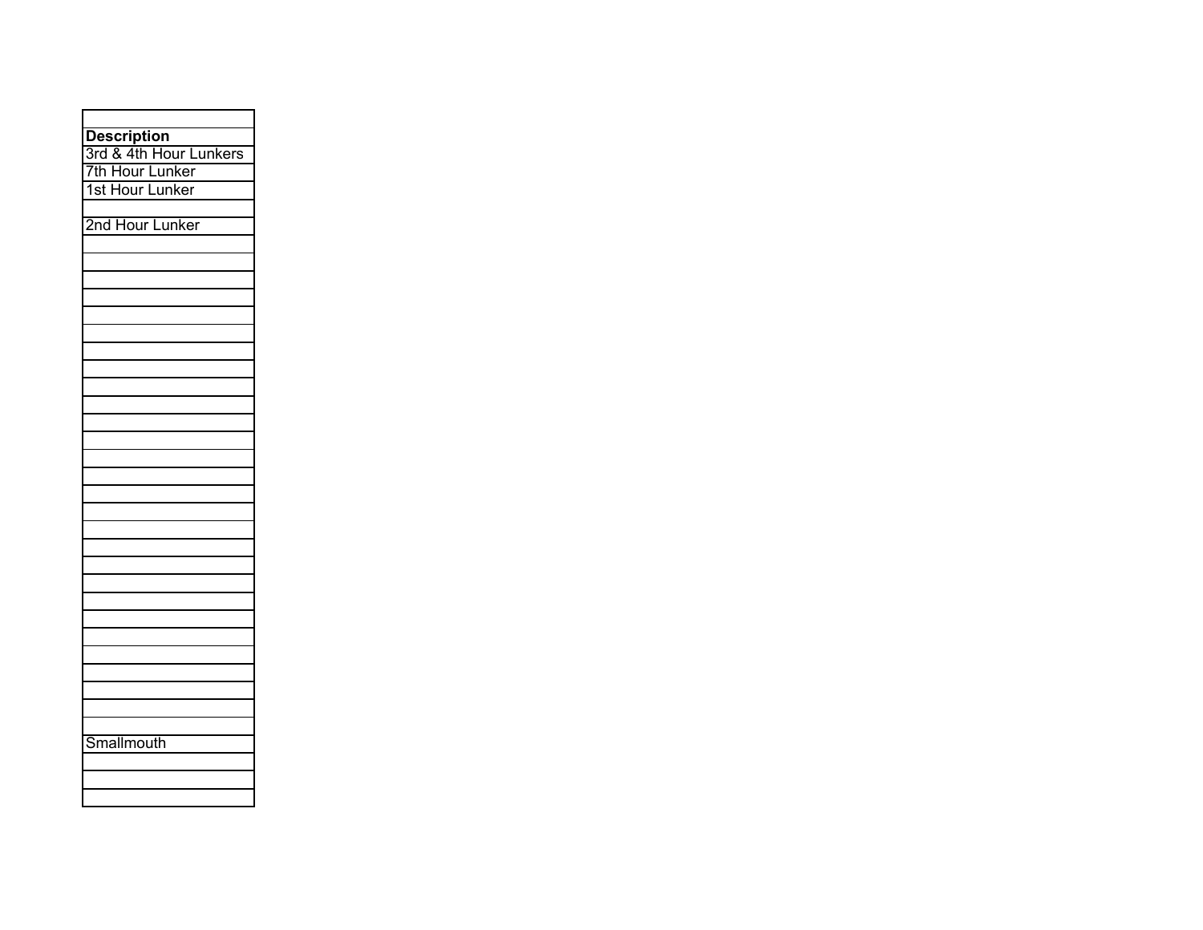| |
|---|
| **Description** |
| 3rd & 4th Hour Lunkers |
| 7th Hour Lunker |
| 1st Hour Lunker |
| |
| 2nd Hour Lunker |
| |
| |
| |
| |
| |
| |
| |
| |
| |
| |
| |
| |
| |
| |
| |
| |
| |
| |
| |
| |
| |
| |
| |
| |
| |
| |
| |
| Smallmouth |
| |
| |
| |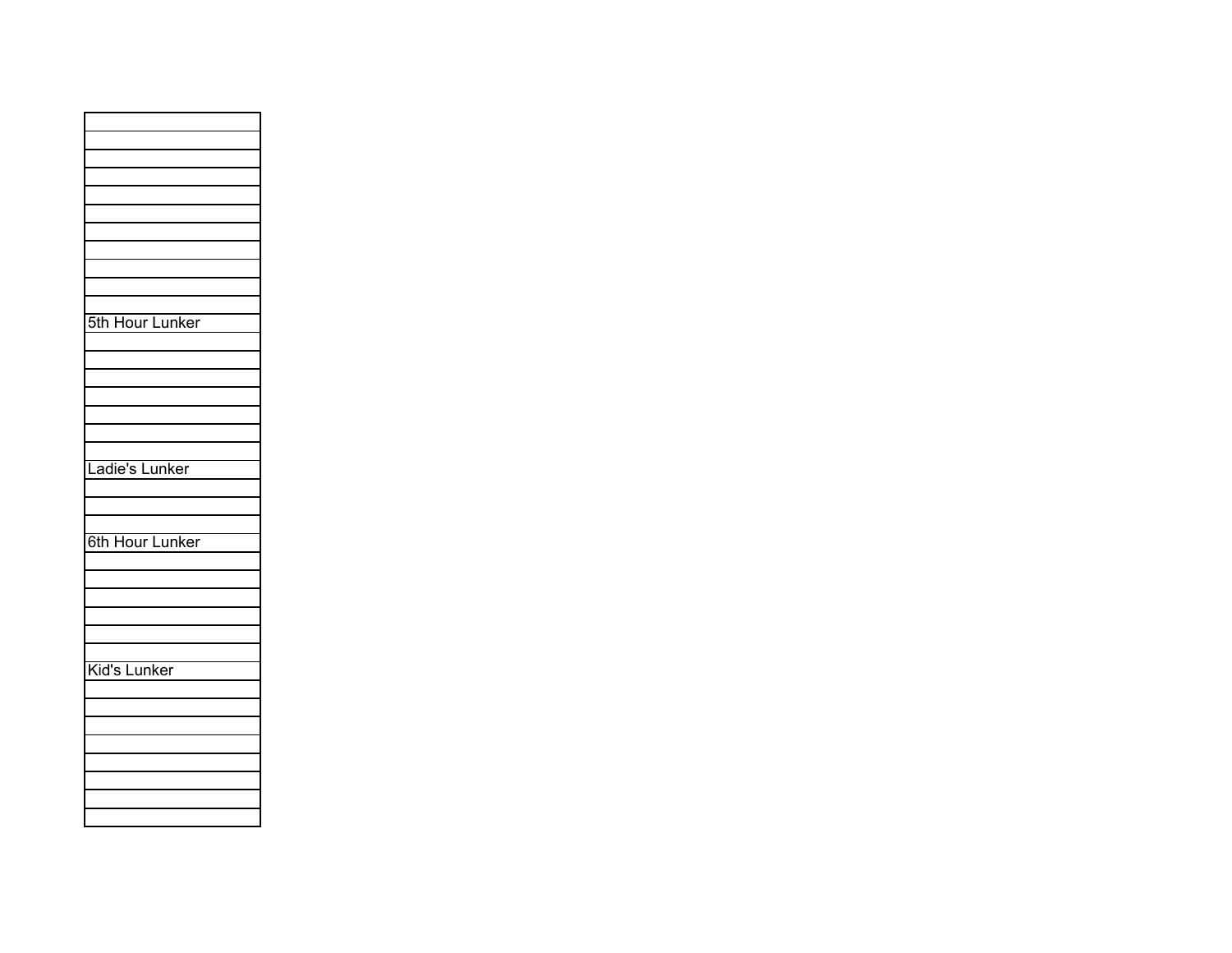| |
|---|
| |
| |
| |
| |
| |
| |
| |
| |
| |
| |
| 5th Hour Lunker |
| |
| |
| |
| |
| |
| |
| |
| Ladie's Lunker |
| |
| |
| |
| 6th Hour Lunker |
| |
| |
| |
| |
| |
| |
| Kid's Lunker |
| |
| |
| |
| |
| |
| |
| |
| |